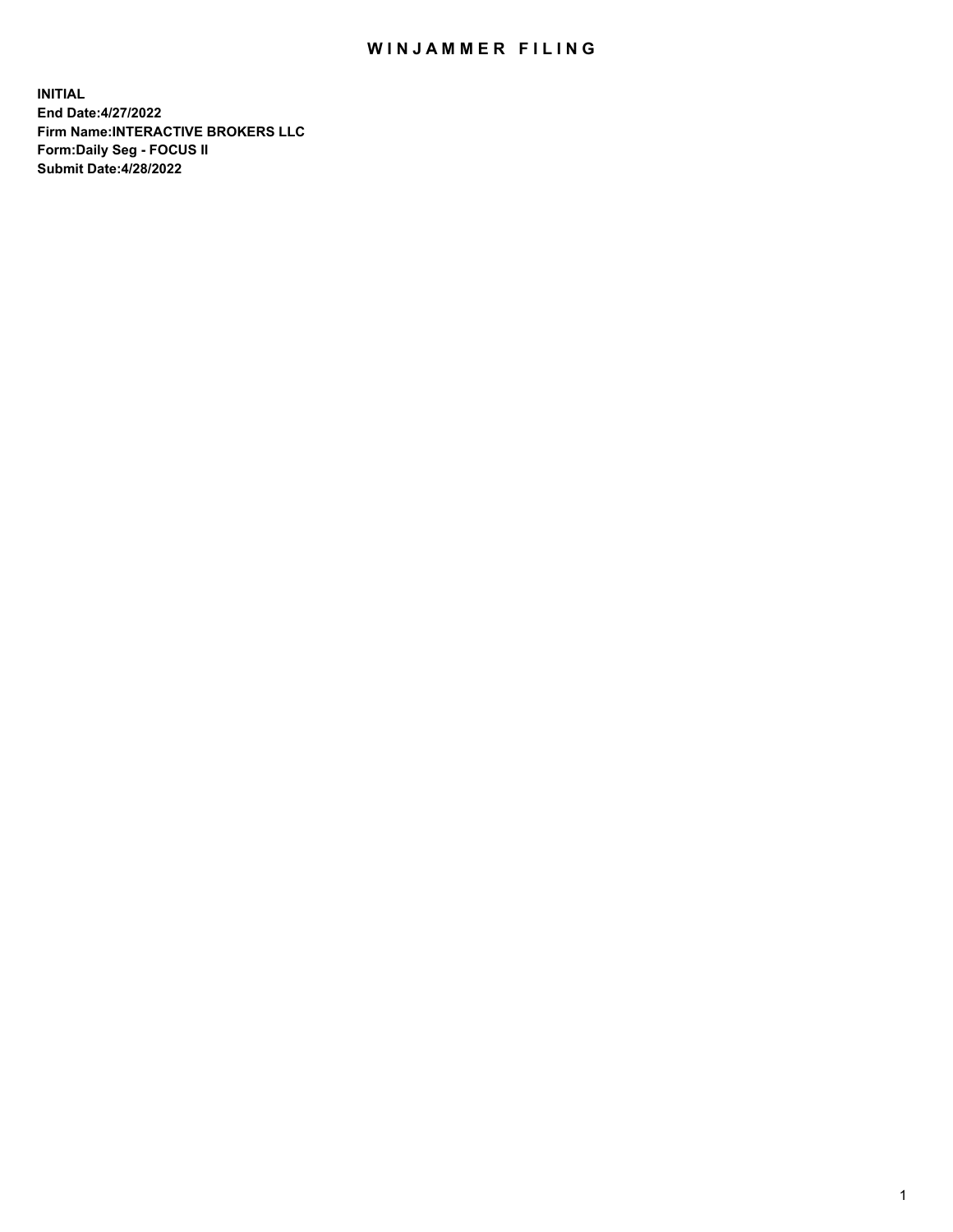# WINJAMMER FILING

**INITIAL**
**End Date:4/27/2022**
**Firm Name:INTERACTIVE BROKERS LLC**
**Form:Daily Seg - FOCUS II**
**Submit Date:4/28/2022**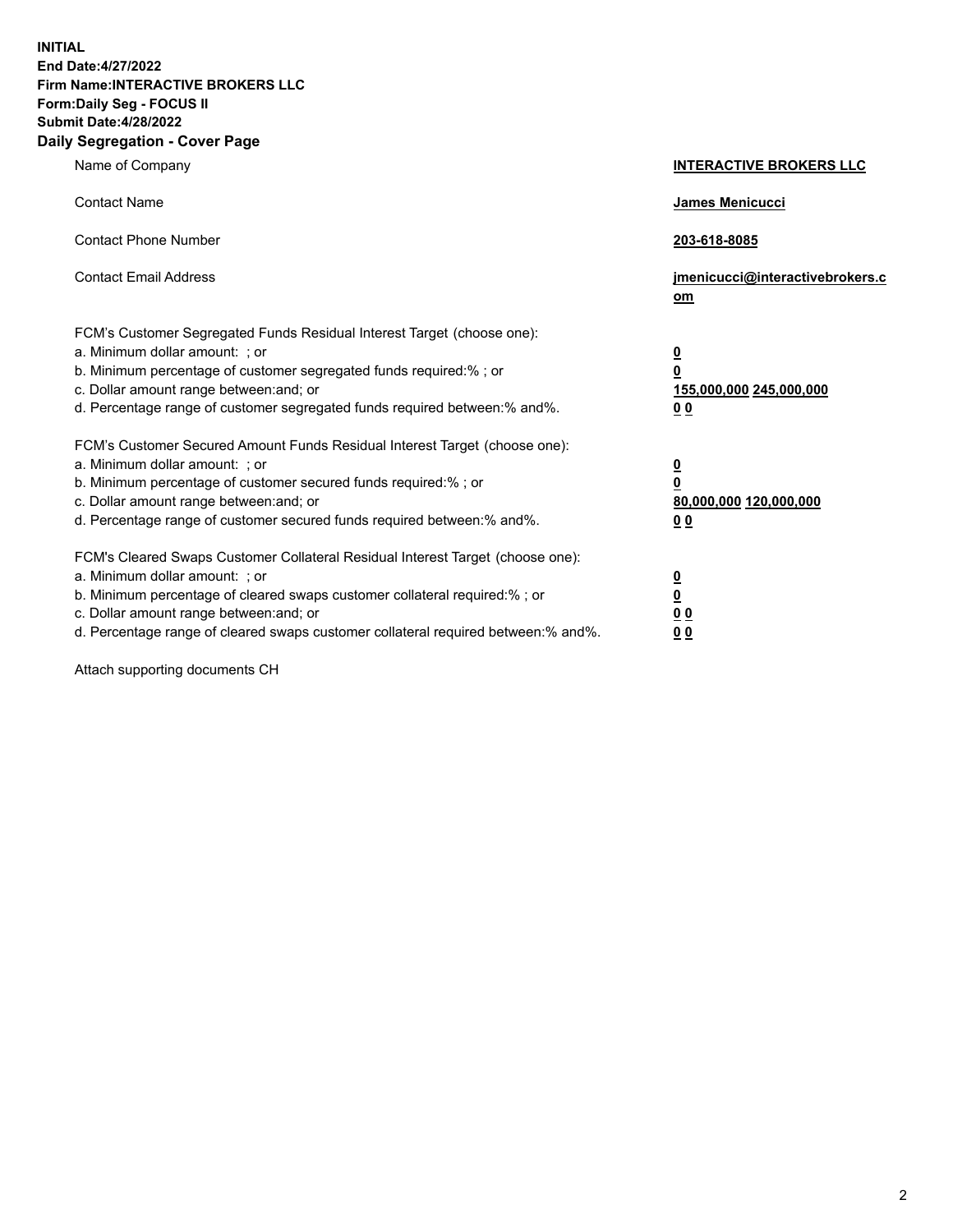**INITIAL**
**End Date:4/27/2022**
**Firm Name:INTERACTIVE BROKERS LLC**
**Form:Daily Seg - FOCUS II**
**Submit Date:4/28/2022**

## Daily Segregation - Cover Page

| | |
|---|---|
| Name of Company | **INTERACTIVE BROKERS LLC** |
| Contact Name | **James Menicucci** |
| Contact Phone Number | **203-618-8085** |
| Contact Email Address | **jmenicucci@interactivebrokers.com** |

FCM's Customer Segregated Funds Residual Interest Target (choose one):

| | |
|---|---|
| a. Minimum dollar amount: ; or | **0** |
| b. Minimum percentage of customer segregated funds required:% ; or | **0** |
| c. Dollar amount range between:and; or | **155,000,000** **245,000,000** |
| d. Percentage range of customer segregated funds required between:% and%. | **0** **0** |

FCM's Customer Secured Amount Funds Residual Interest Target (choose one):

| | |
|---|---|
| a. Minimum dollar amount: ; or | **0** |
| b. Minimum percentage of customer secured funds required:% ; or | **0** |
| c. Dollar amount range between:and; or | **80,000,000** **120,000,000** |
| d. Percentage range of customer secured funds required between:% and%. | **0** **0** |

FCM's Cleared Swaps Customer Collateral Residual Interest Target (choose one):

| | |
|---|---|
| a. Minimum dollar amount: ; or | **0** |
| b. Minimum percentage of cleared swaps customer collateral required:% ; or | **0** |
| c. Dollar amount range between:and; or | **0** **0** |
| d. Percentage range of cleared swaps customer collateral required between:% and%. | **0** **0** |

Attach supporting documents CH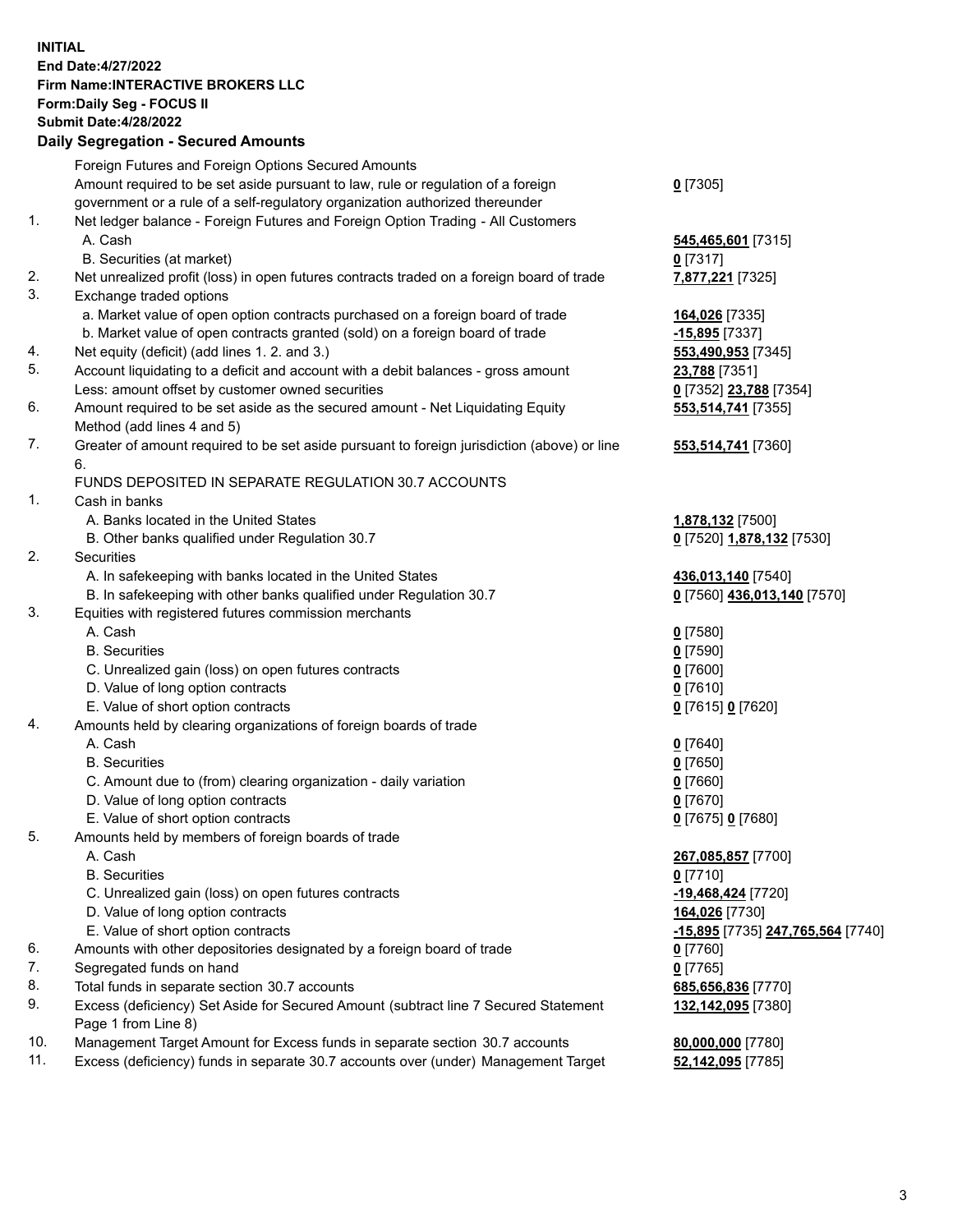**INITIAL**
**End Date:4/27/2022**
**Firm Name:INTERACTIVE BROKERS LLC**
**Form:Daily Seg - FOCUS II**
**Submit Date:4/28/2022**

### Daily Segregation - Secured Amounts

| | | |
|---|---|---|
| | Foreign Futures and Foreign Options Secured Amounts | |
| | Amount required to be set aside pursuant to law, rule or regulation of a foreign government or a rule of a self-regulatory organization authorized thereunder | **0** [7305] |
| 1. | Net ledger balance - Foreign Futures and Foreign Option Trading - All Customers | |
| | A. Cash | **545,465,601** [7315] |
| | B. Securities (at market) | **0** [7317] |
| 2. | Net unrealized profit (loss) in open futures contracts traded on a foreign board of trade | **7,877,221** [7325] |
| 3. | Exchange traded options | |
| | a. Market value of open option contracts purchased on a foreign board of trade | **164,026** [7335] |
| | b. Market value of open contracts granted (sold) on a foreign board of trade | **-15,895** [7337] |
| 4. | Net equity (deficit) (add lines 1. 2. and 3.) | **553,490,953** [7345] |
| 5. | Account liquidating to a deficit and account with a debit balances - gross amount | **23,788** [7351] |
| | Less: amount offset by customer owned securities | **0** [7352] **23,788** [7354] |
| 6. | Amount required to be set aside as the secured amount - Net Liquidating Equity Method (add lines 4 and 5) | **553,514,741** [7355] |
| 7. | Greater of amount required to be set aside pursuant to foreign jurisdiction (above) or line 6. | **553,514,741** [7360] |
| | FUNDS DEPOSITED IN SEPARATE REGULATION 30.7 ACCOUNTS | |
| 1. | Cash in banks | |
| | A. Banks located in the United States | **1,878,132** [7500] |
| | B. Other banks qualified under Regulation 30.7 | **0** [7520] **1,878,132** [7530] |
| 2. | Securities | |
| | A. In safekeeping with banks located in the United States | **436,013,140** [7540] |
| | B. In safekeeping with other banks qualified under Regulation 30.7 | **0** [7560] **436,013,140** [7570] |
| 3. | Equities with registered futures commission merchants | |
| | A. Cash | **0** [7580] |
| | B. Securities | **0** [7590] |
| | C. Unrealized gain (loss) on open futures contracts | **0** [7600] |
| | D. Value of long option contracts | **0** [7610] |
| | E. Value of short option contracts | **0** [7615] **0** [7620] |
| 4. | Amounts held by clearing organizations of foreign boards of trade | |
| | A. Cash | **0** [7640] |
| | B. Securities | **0** [7650] |
| | C. Amount due to (from) clearing organization - daily variation | **0** [7660] |
| | D. Value of long option contracts | **0** [7670] |
| | E. Value of short option contracts | **0** [7675] **0** [7680] |
| 5. | Amounts held by members of foreign boards of trade | |
| | A. Cash | **267,085,857** [7700] |
| | B. Securities | **0** [7710] |
| | C. Unrealized gain (loss) on open futures contracts | **-19,468,424** [7720] |
| | D. Value of long option contracts | **164,026** [7730] |
| | E. Value of short option contracts | **-15,895** [7735] **247,765,564** [7740] |
| 6. | Amounts with other depositories designated by a foreign board of trade | **0** [7760] |
| 7. | Segregated funds on hand | **0** [7765] |
| 8. | Total funds in separate section 30.7 accounts | **685,656,836** [7770] |
| 9. | Excess (deficiency) Set Aside for Secured Amount (subtract line 7 Secured Statement Page 1 from Line 8) | **132,142,095** [7380] |
| 10. | Management Target Amount for Excess funds in separate section 30.7 accounts | **80,000,000** [7780] |
| 11. | Excess (deficiency) funds in separate 30.7 accounts over (under) Management Target | **52,142,095** [7785] |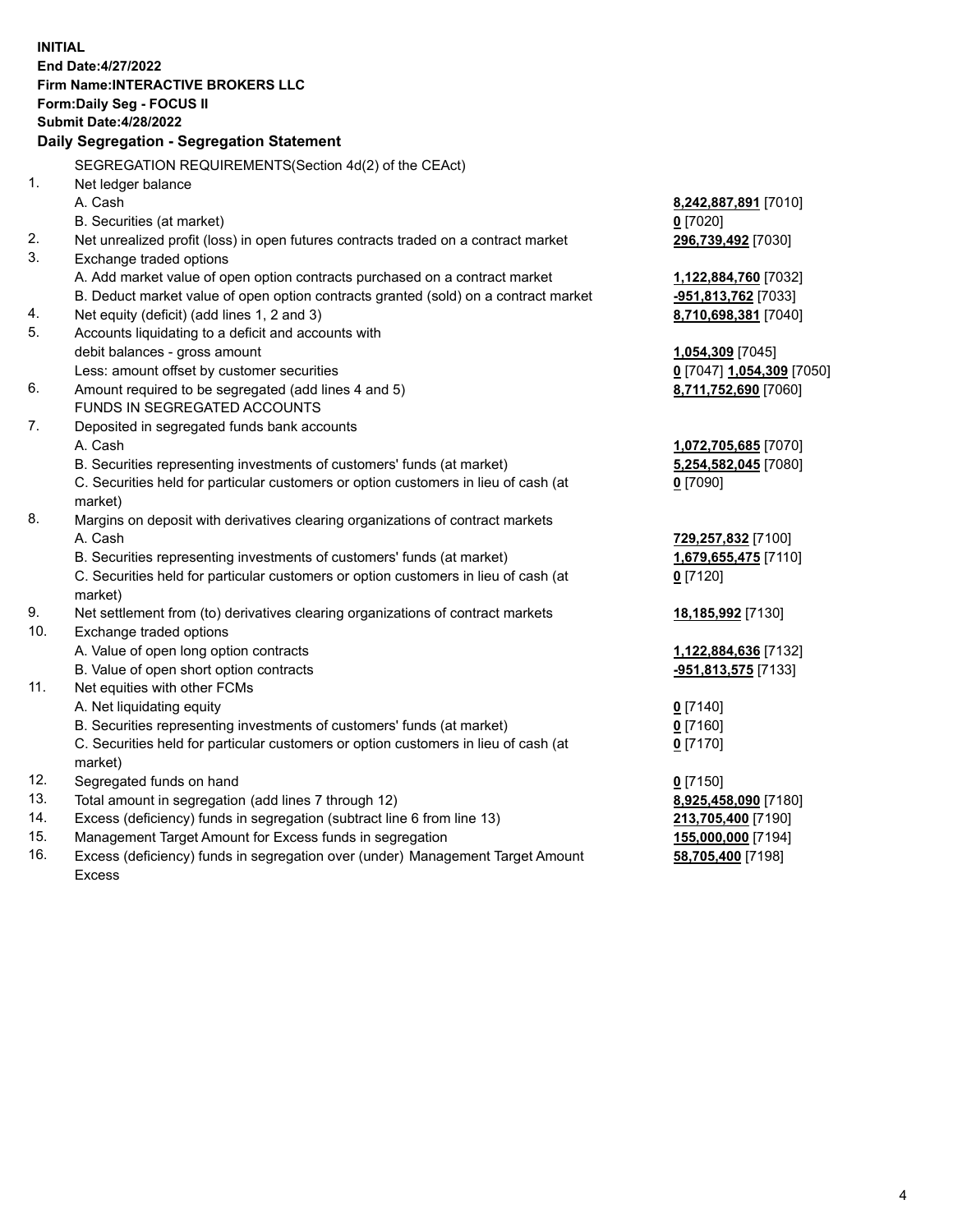**INITIAL**
**End Date:4/27/2022**
**Firm Name:INTERACTIVE BROKERS LLC**
**Form:Daily Seg - FOCUS II**
**Submit Date:4/28/2022**

## Daily Segregation - Segregation Statement

SEGREGATION REQUIREMENTS(Section 4d(2) of the CEAct)

| | | |
|---|---|---|
| 1. | Net ledger balance | |
| | A. Cash | **8,242,887,891** [7010] |
| | B. Securities (at market) | **0** [7020] |
| 2. | Net unrealized profit (loss) in open futures contracts traded on a contract market | **296,739,492** [7030] |
| 3. | Exchange traded options | |
| | A. Add market value of open option contracts purchased on a contract market | **1,122,884,760** [7032] |
| | B. Deduct market value of open option contracts granted (sold) on a contract market | **-951,813,762** [7033] |
| 4. | Net equity (deficit) (add lines 1, 2 and 3) | **8,710,698,381** [7040] |
| 5. | Accounts liquidating to a deficit and accounts with | |
| | debit balances - gross amount | **1,054,309** [7045] |
| | Less: amount offset by customer securities | **0** [7047] **1,054,309** [7050] |
| 6. | Amount required to be segregated (add lines 4 and 5) | **8,711,752,690** [7060] |
| | FUNDS IN SEGREGATED ACCOUNTS | |
| 7. | Deposited in segregated funds bank accounts | |
| | A. Cash | **1,072,705,685** [7070] |
| | B. Securities representing investments of customers' funds (at market) | **5,254,582,045** [7080] |
| | C. Securities held for particular customers or option customers in lieu of cash (at market) | **0** [7090] |
| 8. | Margins on deposit with derivatives clearing organizations of contract markets | |
| | A. Cash | **729,257,832** [7100] |
| | B. Securities representing investments of customers' funds (at market) | **1,679,655,475** [7110] |
| | C. Securities held for particular customers or option customers in lieu of cash (at market) | **0** [7120] |
| 9. | Net settlement from (to) derivatives clearing organizations of contract markets | **18,185,992** [7130] |
| 10. | Exchange traded options | |
| | A. Value of open long option contracts | **1,122,884,636** [7132] |
| | B. Value of open short option contracts | **-951,813,575** [7133] |
| 11. | Net equities with other FCMs | |
| | A. Net liquidating equity | **0** [7140] |
| | B. Securities representing investments of customers' funds (at market) | **0** [7160] |
| | C. Securities held for particular customers or option customers in lieu of cash (at market) | **0** [7170] |
| 12. | Segregated funds on hand | **0** [7150] |
| 13. | Total amount in segregation (add lines 7 through 12) | **8,925,458,090** [7180] |
| 14. | Excess (deficiency) funds in segregation (subtract line 6 from line 13) | **213,705,400** [7190] |
| 15. | Management Target Amount for Excess funds in segregation | **155,000,000** [7194] |
| 16. | Excess (deficiency) funds in segregation over (under) Management Target Amount Excess | **58,705,400** [7198] |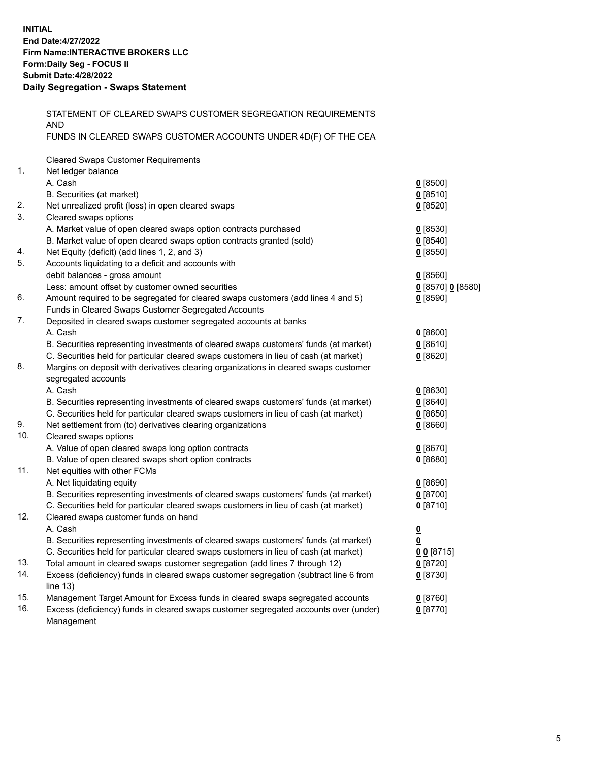**INITIAL**
**End Date:4/27/2022**
**Firm Name:INTERACTIVE BROKERS LLC**
**Form:Daily Seg - FOCUS II**
**Submit Date:4/28/2022**
**Daily Segregation - Swaps Statement**

STATEMENT OF CLEARED SWAPS CUSTOMER SEGREGATION REQUIREMENTS AND FUNDS IN CLEARED SWAPS CUSTOMER ACCOUNTS UNDER 4D(F) OF THE CEA

| | | |
|---|---|---|
| | Cleared Swaps Customer Requirements | |
| 1. | Net ledger balance | |
| | A. Cash | 0 [8500] |
| | B. Securities (at market) | 0 [8510] |
| 2. | Net unrealized profit (loss) in open cleared swaps | 0 [8520] |
| 3. | Cleared swaps options | |
| | A. Market value of open cleared swaps option contracts purchased | 0 [8530] |
| | B. Market value of open cleared swaps option contracts granted (sold) | 0 [8540] |
| 4. | Net Equity (deficit) (add lines 1, 2, and 3) | 0 [8550] |
| 5. | Accounts liquidating to a deficit and accounts with | |
| | debit balances - gross amount | 0 [8560] |
| | Less: amount offset by customer owned securities | 0 [8570] 0 [8580] |
| 6. | Amount required to be segregated for cleared swaps customers (add lines 4 and 5) | 0 [8590] |
| | Funds in Cleared Swaps Customer Segregated Accounts | |
| 7. | Deposited in cleared swaps customer segregated accounts at banks | |
| | A. Cash | 0 [8600] |
| | B. Securities representing investments of cleared swaps customers' funds (at market) | 0 [8610] |
| | C. Securities held for particular cleared swaps customers in lieu of cash (at market) | 0 [8620] |
| 8. | Margins on deposit with derivatives clearing organizations in cleared swaps customer segregated accounts | |
| | A. Cash | 0 [8630] |
| | B. Securities representing investments of cleared swaps customers' funds (at market) | 0 [8640] |
| | C. Securities held for particular cleared swaps customers in lieu of cash (at market) | 0 [8650] |
| 9. | Net settlement from (to) derivatives clearing organizations | 0 [8660] |
| 10. | Cleared swaps options | |
| | A. Value of open cleared swaps long option contracts | 0 [8670] |
| | B. Value of open cleared swaps short option contracts | 0 [8680] |
| 11. | Net equities with other FCMs | |
| | A. Net liquidating equity | 0 [8690] |
| | B. Securities representing investments of cleared swaps customers' funds (at market) | 0 [8700] |
| | C. Securities held for particular cleared swaps customers in lieu of cash (at market) | 0 [8710] |
| 12. | Cleared swaps customer funds on hand | |
| | A. Cash | 0 |
| | B. Securities representing investments of cleared swaps customers' funds (at market) | 0 |
| | C. Securities held for particular cleared swaps customers in lieu of cash (at market) | 0 0 [8715] |
| 13. | Total amount in cleared swaps customer segregation (add lines 7 through 12) | 0 [8720] |
| 14. | Excess (deficiency) funds in cleared swaps customer segregation (subtract line 6 from line 13) | 0 [8730] |
| 15. | Management Target Amount for Excess funds in cleared swaps segregated accounts | 0 [8760] |
| 16. | Excess (deficiency) funds in cleared swaps customer segregated accounts over (under) Management | 0 [8770] |